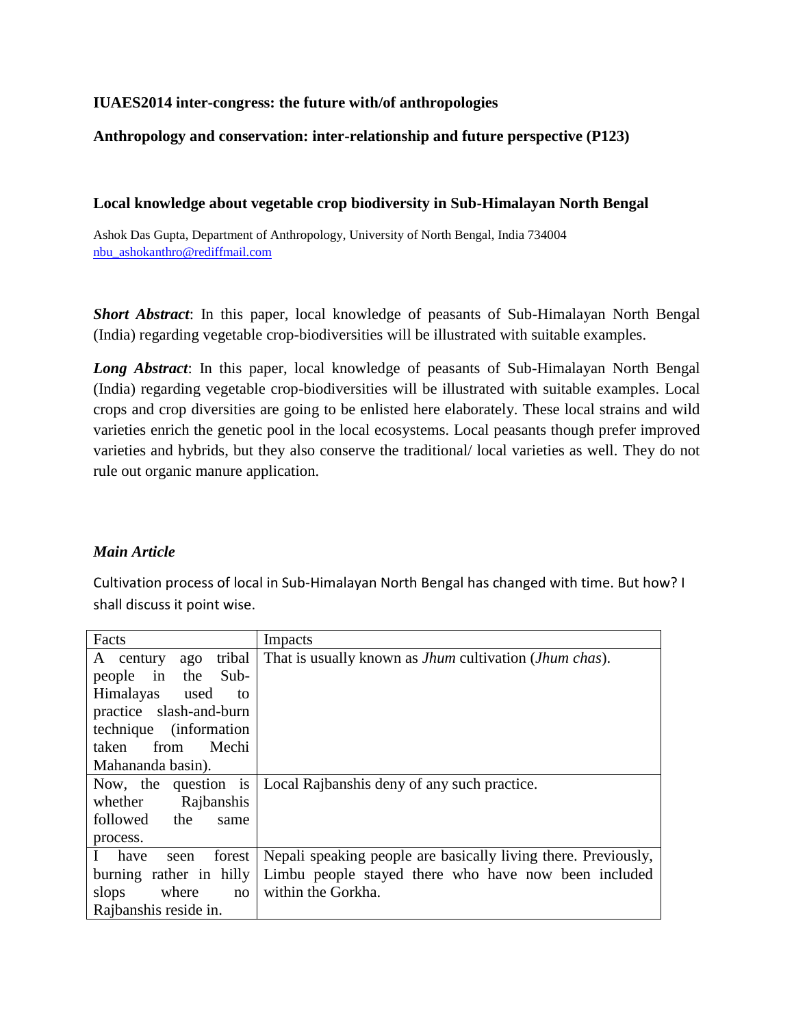**IUAES2014 inter-congress: the future with/of anthropologies**

**Anthropology and conservation: inter-relationship and future perspective (P123)**

## Local knowledge about vegetable crop biodiversity in Sub-Himalayan North Bengal

Ashok Das Gupta, Department of Anthropology, University of North Bengal, India 734004
nbu_ashokanthro@rediffmail.com

***Short Abstract***: In this paper, local knowledge of peasants of Sub-Himalayan North Bengal (India) regarding vegetable crop-biodiversities will be illustrated with suitable examples.

***Long Abstract***: In this paper, local knowledge of peasants of Sub-Himalayan North Bengal (India) regarding vegetable crop-biodiversities will be illustrated with suitable examples. Local crops and crop diversities are going to be enlisted here elaborately. These local strains and wild varieties enrich the genetic pool in the local ecosystems. Local peasants though prefer improved varieties and hybrids, but they also conserve the traditional/ local varieties as well. They do not rule out organic manure application.

### *Main Article*

Cultivation process of local in Sub-Himalayan North Bengal has changed with time. But how? I shall discuss it point wise.

| Facts | Impacts |
|---|---|
| A century ago tribal people in the Sub-Himalayas used to practice slash-and-burn technique (information taken from Mechi Mahananda basin). | That is usually known as *Jhum* cultivation (*Jhum chas*). |
| Now, the question is whether Rajbanshis followed the same process. | Local Rajbanshis deny of any such practice. |
| I have seen forest burning rather in hilly slops where no Rajbanshis reside in. | Nepali speaking people are basically living there. Previously, Limbu people stayed there who have now been included within the Gorkha. |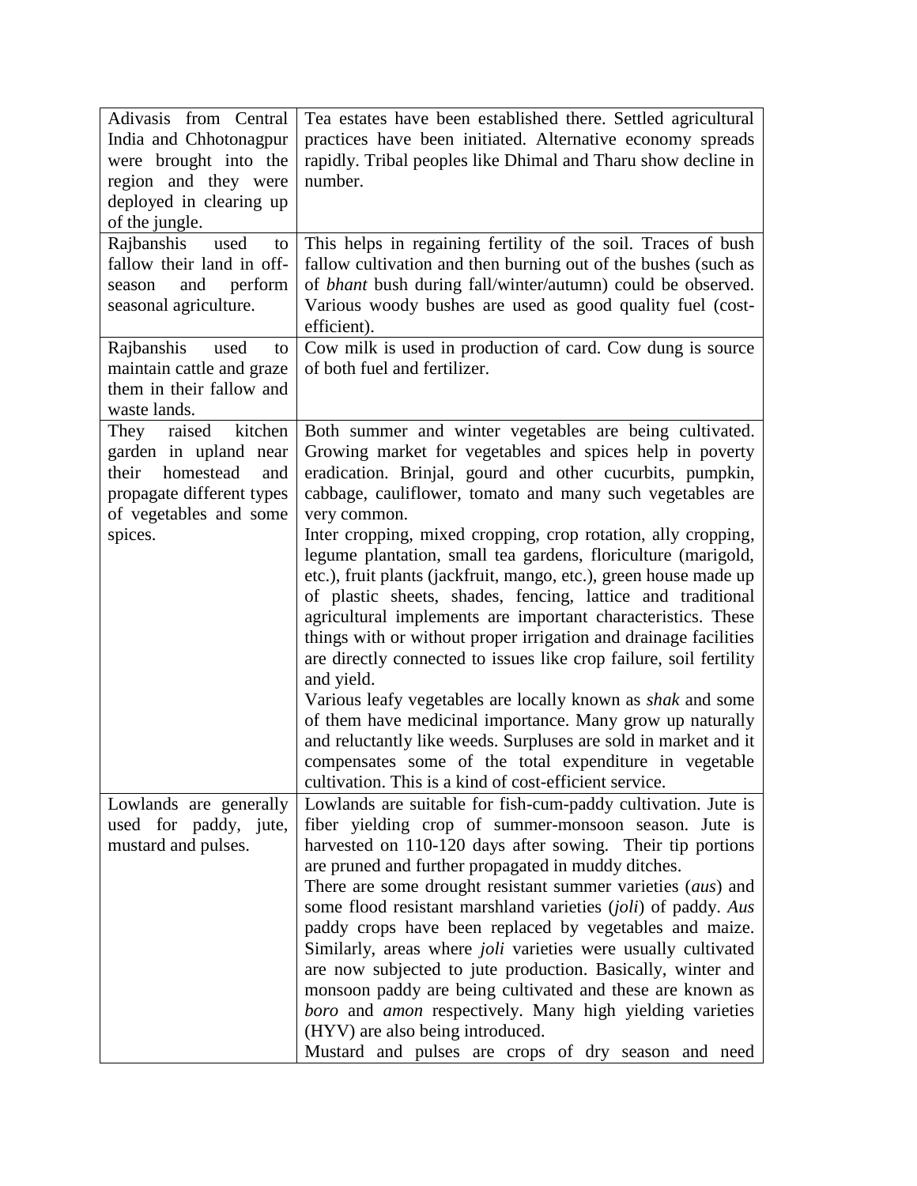| | |
|---|---|
| Adivasis from Central India and Chhotonagpur were brought into the region and they were deployed in clearing up of the jungle. | Tea estates have been established there. Settled agricultural practices have been initiated. Alternative economy spreads rapidly. Tribal peoples like Dhimal and Tharu show decline in number. |
| Rajbanshis used to fallow their land in off-season and perform seasonal agriculture. | This helps in regaining fertility of the soil. Traces of bush fallow cultivation and then burning out of the bushes (such as of *bhant* bush during fall/winter/autumn) could be observed. Various woody bushes are used as good quality fuel (cost-efficient). |
| Rajbanshis used to maintain cattle and graze them in their fallow and waste lands. | Cow milk is used in production of card. Cow dung is source of both fuel and fertilizer. |
| They raised kitchen garden in upland near their homestead and propagate different types of vegetables and some spices. | Both summer and winter vegetables are being cultivated. Growing market for vegetables and spices help in poverty eradication. Brinjal, gourd and other cucurbits, pumpkin, cabbage, cauliflower, tomato and many such vegetables are very common.<br>Inter cropping, mixed cropping, crop rotation, ally cropping, legume plantation, small tea gardens, floriculture (marigold, etc.), fruit plants (jackfruit, mango, etc.), green house made up of plastic sheets, shades, fencing, lattice and traditional agricultural implements are important characteristics. These things with or without proper irrigation and drainage facilities are directly connected to issues like crop failure, soil fertility and yield.<br>Various leafy vegetables are locally known as *shak* and some of them have medicinal importance. Many grow up naturally and reluctantly like weeds. Surpluses are sold in market and it compensates some of the total expenditure in vegetable cultivation. This is a kind of cost-efficient service. |
| Lowlands are generally used for paddy, jute, mustard and pulses. | Lowlands are suitable for fish-cum-paddy cultivation. Jute is fiber yielding crop of summer-monsoon season. Jute is harvested on 110-120 days after sowing. Their tip portions are pruned and further propagated in muddy ditches.<br>There are some drought resistant summer varieties (*aus*) and some flood resistant marshland varieties (*joli*) of paddy. *Aus* paddy crops have been replaced by vegetables and maize. Similarly, areas where *joli* varieties were usually cultivated are now subjected to jute production. Basically, winter and monsoon paddy are being cultivated and these are known as *boro* and *amon* respectively. Many high yielding varieties (HYV) are also being introduced.<br>Mustard and pulses are crops of dry season and need |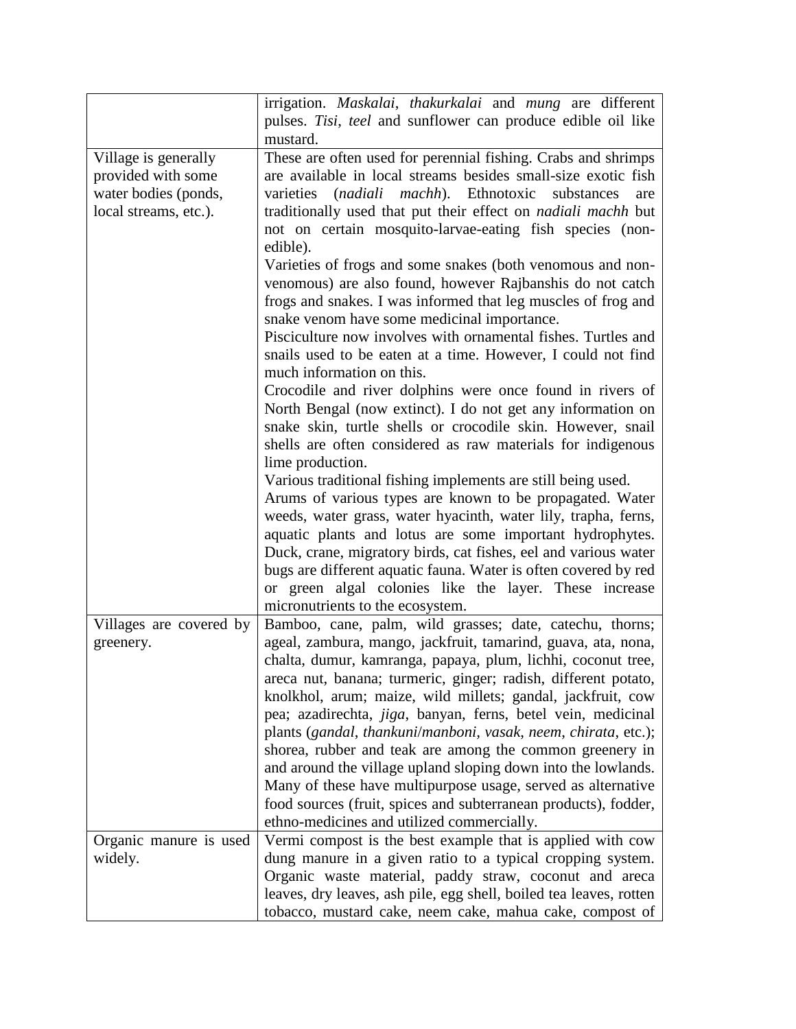| | |
|---|---|
| | irrigation. *Maskalai*, *thakurkalai* and *mung* are different pulses. *Tisi*, *teel* and sunflower can produce edible oil like mustard. |
| Village is generally provided with some water bodies (ponds, local streams, etc.). | These are often used for perennial fishing. Crabs and shrimps are available in local streams besides small-size exotic fish varieties (*nadiali machh*). Ethnotoxic substances are traditionally used that put their effect on *nadiali machh* but not on certain mosquito-larvae-eating fish species (non-edible).<br>Varieties of frogs and some snakes (both venomous and non-venomous) are also found, however Rajbanshis do not catch frogs and snakes. I was informed that leg muscles of frog and snake venom have some medicinal importance.<br>Pisciculture now involves with ornamental fishes. Turtles and snails used to be eaten at a time. However, I could not find much information on this.<br>Crocodile and river dolphins were once found in rivers of North Bengal (now extinct). I do not get any information on snake skin, turtle shells or crocodile skin. However, snail shells are often considered as raw materials for indigenous lime production.<br>Various traditional fishing implements are still being used.<br>Arums of various types are known to be propagated. Water weeds, water grass, water hyacinth, water lily, trapha, ferns, aquatic plants and lotus are some important hydrophytes. Duck, crane, migratory birds, cat fishes, eel and various water bugs are different aquatic fauna. Water is often covered by red or green algal colonies like the layer. These increase micronutrients to the ecosystem. |
| Villages are covered by greenery. | Bamboo, cane, palm, wild grasses; date, catechu, thorns; ageal, zambura, mango, jackfruit, tamarind, guava, ata, nona, chalta, dumur, kamranga, papaya, plum, lichhi, coconut tree, areca nut, banana; turmeric, ginger; radish, different potato, knolkhol, arum; maize, wild millets; gandal, jackfruit, cow pea; azadirechta, *jiga*, banyan, ferns, betel vein, medicinal plants (*gandal*, *thankuni*/*manboni*, *vasak*, *neem*, *chirata*, etc.); shorea, rubber and teak are among the common greenery in and around the village upland sloping down into the lowlands. Many of these have multipurpose usage, served as alternative food sources (fruit, spices and subterranean products), fodder, ethno-medicines and utilized commercially. |
| Organic manure is used widely. | Vermi compost is the best example that is applied with cow dung manure in a given ratio to a typical cropping system. Organic waste material, paddy straw, coconut and areca leaves, dry leaves, ash pile, egg shell, boiled tea leaves, rotten tobacco, mustard cake, neem cake, mahua cake, compost of |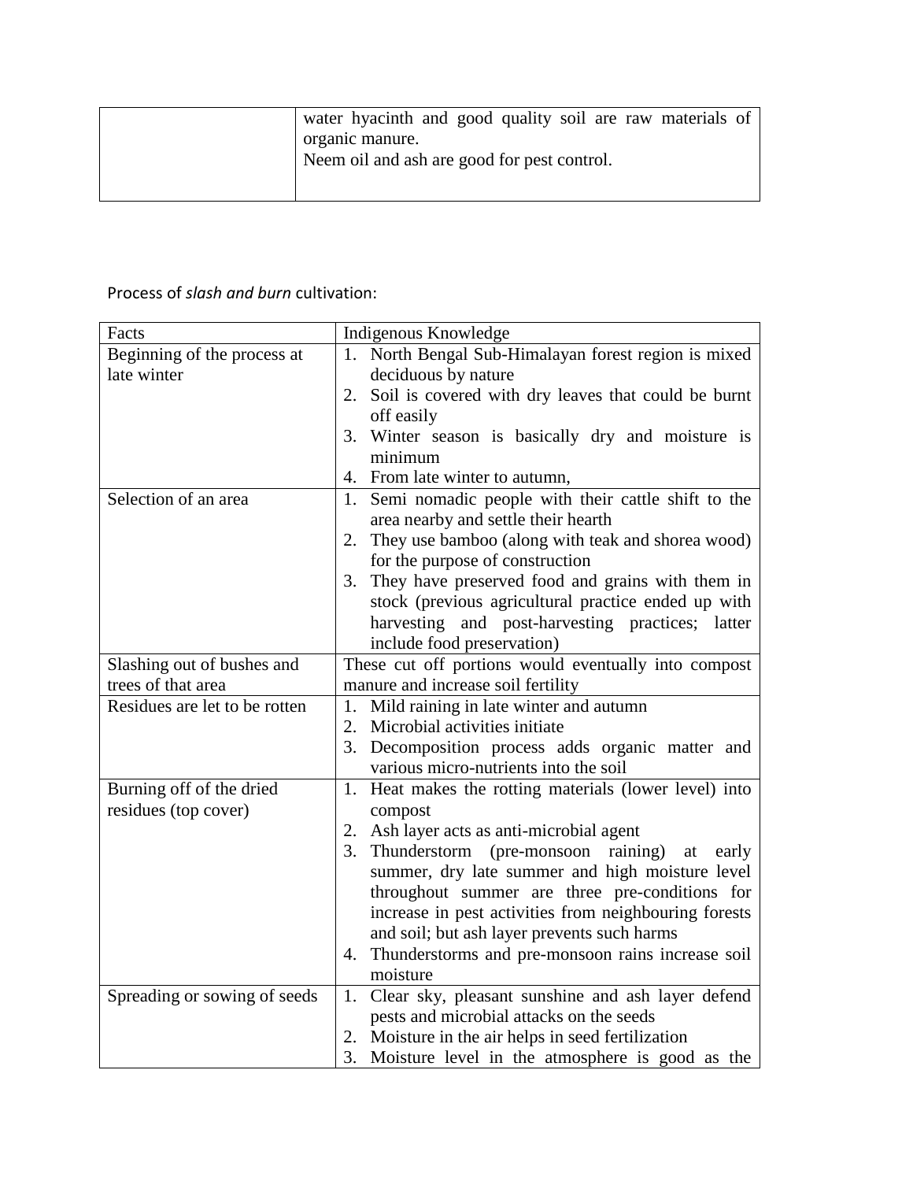| | water hyacinth and good quality soil are raw materials of organic manure.<br>Neem oil and ash are good for pest control. |
|---|---|

Process of *slash and burn* cultivation:

| Facts | Indigenous Knowledge |
|---|---|
| Beginning of the process at late winter | 1. North Bengal Sub-Himalayan forest region is mixed deciduous by nature<br>2. Soil is covered with dry leaves that could be burnt off easily<br>3. Winter season is basically dry and moisture is minimum<br>4. From late winter to autumn, |
| Selection of an area | 1. Semi nomadic people with their cattle shift to the area nearby and settle their hearth<br>2. They use bamboo (along with teak and shorea wood) for the purpose of construction<br>3. They have preserved food and grains with them in stock (previous agricultural practice ended up with harvesting and post-harvesting practices; latter include food preservation) |
| Slashing out of bushes and trees of that area | These cut off portions would eventually into compost manure and increase soil fertility |
| Residues are let to be rotten | 1. Mild raining in late winter and autumn<br>2. Microbial activities initiate<br>3. Decomposition process adds organic matter and various micro-nutrients into the soil |
| Burning off of the dried residues (top cover) | 1. Heat makes the rotting materials (lower level) into compost<br>2. Ash layer acts as anti-microbial agent<br>3. Thunderstorm (pre-monsoon raining) at early summer, dry late summer and high moisture level throughout summer are three pre-conditions for increase in pest activities from neighbouring forests and soil; but ash layer prevents such harms<br>4. Thunderstorms and pre-monsoon rains increase soil moisture |
| Spreading or sowing of seeds | 1. Clear sky, pleasant sunshine and ash layer defend pests and microbial attacks on the seeds<br>2. Moisture in the air helps in seed fertilization<br>3. Moisture level in the atmosphere is good as the |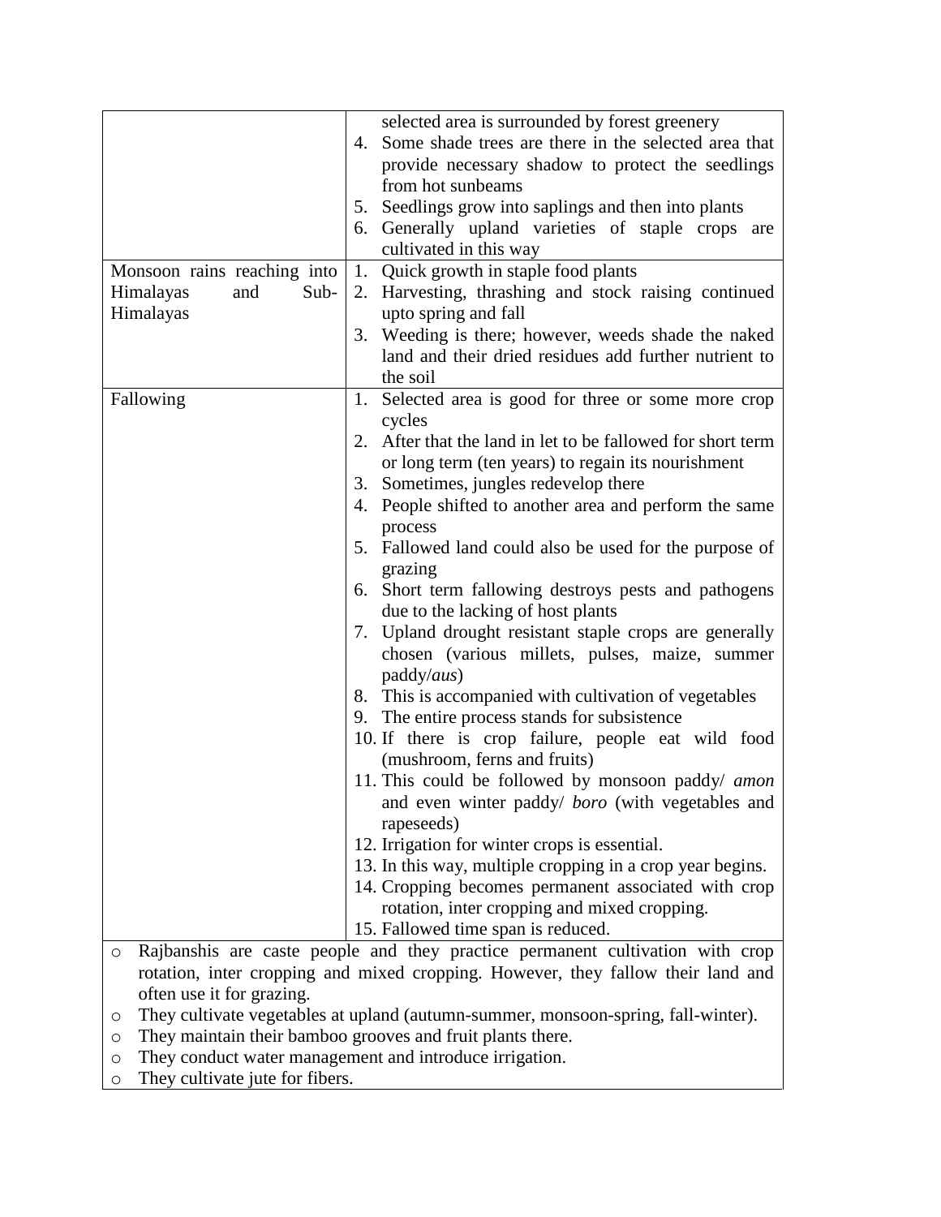| | |
|---|---|
| | selected area is surrounded by forest greenery<br>4. Some shade trees are there in the selected area that provide necessary shadow to protect the seedlings from hot sunbeams<br>5. Seedlings grow into saplings and then into plants<br>6. Generally upland varieties of staple crops are cultivated in this way |
| Monsoon rains reaching into Himalayas and Sub-Himalayas | 1. Quick growth in staple food plants<br>2. Harvesting, thrashing and stock raising continued upto spring and fall<br>3. Weeding is there; however, weeds shade the naked land and their dried residues add further nutrient to the soil |
| Fallowing | 1. Selected area is good for three or some more crop cycles<br>2. After that the land in let to be fallowed for short term or long term (ten years) to regain its nourishment<br>3. Sometimes, jungles redevelop there<br>4. People shifted to another area and perform the same process<br>5. Fallowed land could also be used for the purpose of grazing<br>6. Short term fallowing destroys pests and pathogens due to the lacking of host plants<br>7. Upland drought resistant staple crops are generally chosen (various millets, pulses, maize, summer paddy/*aus*)<br>8. This is accompanied with cultivation of vegetables<br>9. The entire process stands for subsistence<br>10. If there is crop failure, people eat wild food (mushroom, ferns and fruits)<br>11. This could be followed by monsoon paddy/ *amon* and even winter paddy/ *boro* (with vegetables and rapeseeds)<br>12. Irrigation for winter crops is essential.<br>13. In this way, multiple cropping in a crop year begins.<br>14. Cropping becomes permanent associated with crop rotation, inter cropping and mixed cropping.<br>15. Fallowed time span is reduced. |
| ○ Rajbanshis are caste people and they practice permanent cultivation with crop rotation, inter cropping and mixed cropping. However, they fallow their land and often use it for grazing.<br>○ They cultivate vegetables at upland (autumn-summer, monsoon-spring, fall-winter).<br>○ They maintain their bamboo grooves and fruit plants there.<br>○ They conduct water management and introduce irrigation.<br>○ They cultivate jute for fibers. | |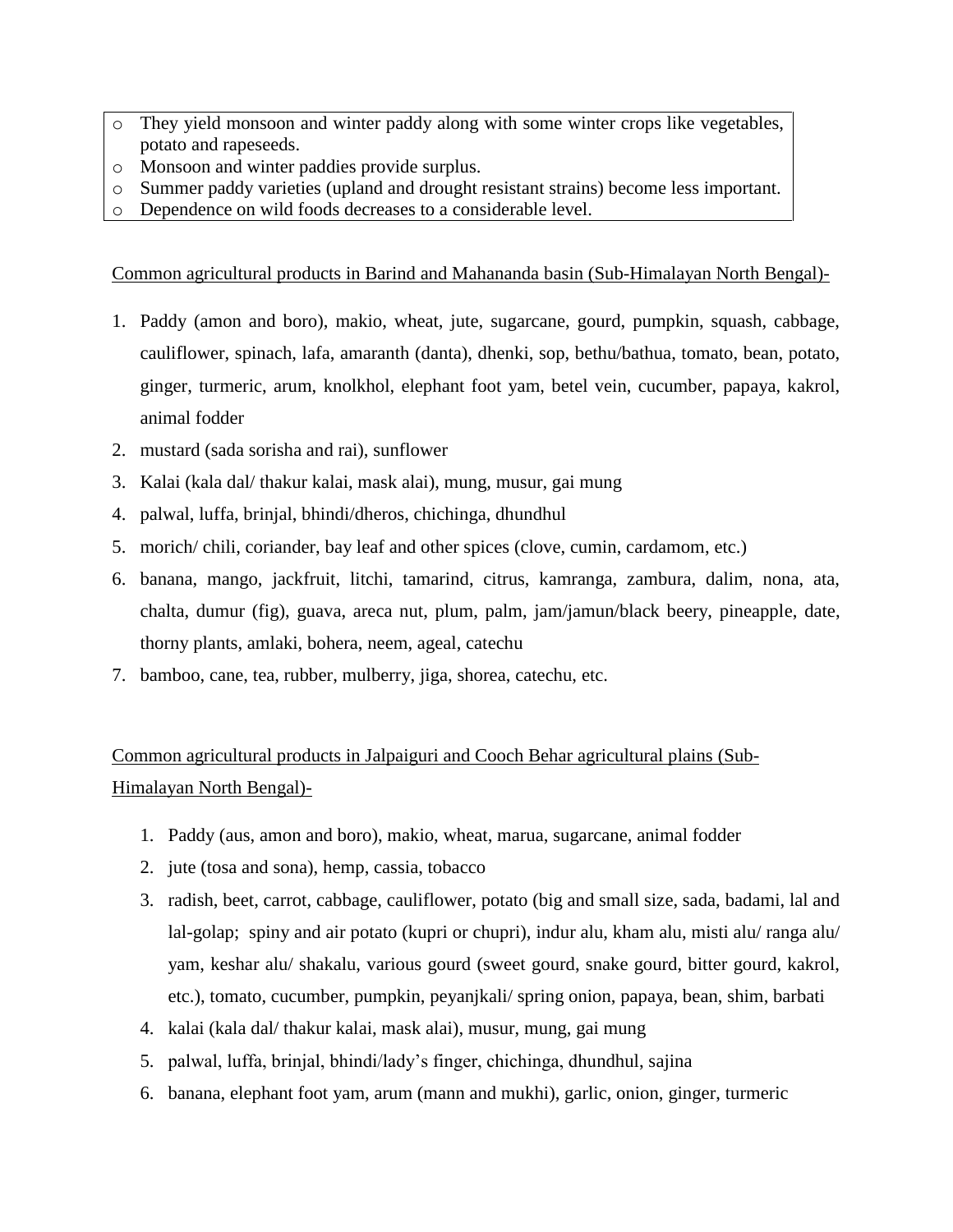- They yield monsoon and winter paddy along with some winter crops like vegetables, potato and rapeseeds.
- Monsoon and winter paddies provide surplus.
- Summer paddy varieties (upland and drought resistant strains) become less important.
- Dependence on wild foods decreases to a considerable level.

Common agricultural products in Barind and Mahananda basin (Sub-Himalayan North Bengal)-

1. Paddy (amon and boro), makio, wheat, jute, sugarcane, gourd, pumpkin, squash, cabbage, cauliflower, spinach, lafa, amaranth (danta), dhenki, sop, bethu/bathua, tomato, bean, potato, ginger, turmeric, arum, knolkhol, elephant foot yam, betel vein, cucumber, papaya, kakrol, animal fodder
2. mustard (sada sorisha and rai), sunflower
3. Kalai (kala dal/ thakur kalai, mask alai), mung, musur, gai mung
4. palwal, luffa, brinjal, bhindi/dheros, chichinga, dhundhul
5. morich/ chili, coriander, bay leaf and other spices (clove, cumin, cardamom, etc.)
6. banana, mango, jackfruit, litchi, tamarind, citrus, kamranga, zambura, dalim, nona, ata, chalta, dumur (fig), guava, areca nut, plum, palm, jam/jamun/black beery, pineapple, date, thorny plants, amlaki, bohera, neem, ageal, catechu
7. bamboo, cane, tea, rubber, mulberry, jiga, shorea, catechu, etc.

Common agricultural products in Jalpaiguri and Cooch Behar agricultural plains (Sub-Himalayan North Bengal)-

1. Paddy (aus, amon and boro), makio, wheat, marua, sugarcane, animal fodder
2. jute (tosa and sona), hemp, cassia, tobacco
3. radish, beet, carrot, cabbage, cauliflower, potato (big and small size, sada, badami, lal and lal-golap; spiny and air potato (kupri or chupri), indur alu, kham alu, misti alu/ ranga alu/ yam, keshar alu/ shakalu, various gourd (sweet gourd, snake gourd, bitter gourd, kakrol, etc.), tomato, cucumber, pumpkin, peyanjkali/ spring onion, papaya, bean, shim, barbati
4. kalai (kala dal/ thakur kalai, mask alai), musur, mung, gai mung
5. palwal, luffa, brinjal, bhindi/lady's finger, chichinga, dhundhul, sajina
6. banana, elephant foot yam, arum (mann and mukhi), garlic, onion, ginger, turmeric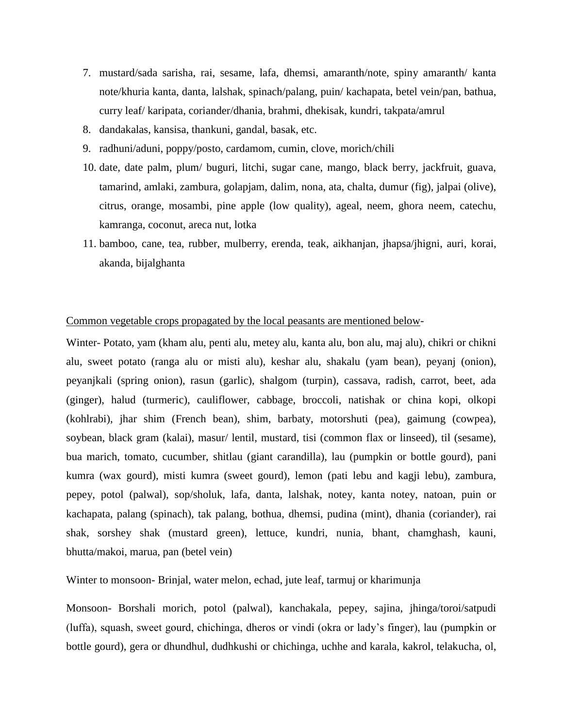7. mustard/sada sarisha, rai, sesame, lafa, dhemsi, amaranth/note, spiny amaranth/ kanta note/khuria kanta, danta, lalshak, spinach/palang, puin/ kachapata, betel vein/pan, bathua, curry leaf/ karipata, coriander/dhania, brahmi, dhekisak, kundri, takpata/amrul
8. dandakalas, kansisa, thankuni, gandal, basak, etc.
9. radhuni/aduni, poppy/posto, cardamom, cumin, clove, morich/chili
10. date, date palm, plum/ buguri, litchi, sugar cane, mango, black berry, jackfruit, guava, tamarind, amlaki, zambura, golapjam, dalim, nona, ata, chalta, dumur (fig), jalpai (olive), citrus, orange, mosambi, pine apple (low quality), ageal, neem, ghora neem, catechu, kamranga, coconut, areca nut, lotka
11. bamboo, cane, tea, rubber, mulberry, erenda, teak, aikhanjan, jhapsa/jhigni, auri, korai, akanda, bijalghanta

<u>Common vegetable crops propagated by the local peasants are mentioned below</u>-

Winter- Potato, yam (kham alu, penti alu, metey alu, kanta alu, bon alu, maj alu), chikri or chikni alu, sweet potato (ranga alu or misti alu), keshar alu, shakalu (yam bean), peyanj (onion), peyanjkali (spring onion), rasun (garlic), shalgom (turpin), cassava, radish, carrot, beet, ada (ginger), halud (turmeric), cauliflower, cabbage, broccoli, natishak or china kopi, olkopi (kohlrabi), jhar shim (French bean), shim, barbaty, motorshuti (pea), gaimung (cowpea), soybean, black gram (kalai), masur/ lentil, mustard, tisi (common flax or linseed), til (sesame), bua marich, tomato, cucumber, shitlau (giant carandilla), lau (pumpkin or bottle gourd), pani kumra (wax gourd), misti kumra (sweet gourd), lemon (pati lebu and kagji lebu), zambura, pepey, potol (palwal), sop/sholuk, lafa, danta, lalshak, notey, kanta notey, natoan, puin or kachapata, palang (spinach), tak palang, bothua, dhemsi, pudina (mint), dhania (coriander), rai shak, sorshey shak (mustard green), lettuce, kundri, nunia, bhant, chamghash, kauni, bhutta/makoi, marua, pan (betel vein)

Winter to monsoon- Brinjal, water melon, echad, jute leaf, tarmuj or kharimunja

Monsoon- Borshali morich, potol (palwal), kanchakala, pepey, sajina, jhinga/toroi/satpudi (luffa), squash, sweet gourd, chichinga, dheros or vindi (okra or lady's finger), lau (pumpkin or bottle gourd), gera or dhundhul, dudhkushi or chichinga, uchhe and karala, kakrol, telakucha, ol,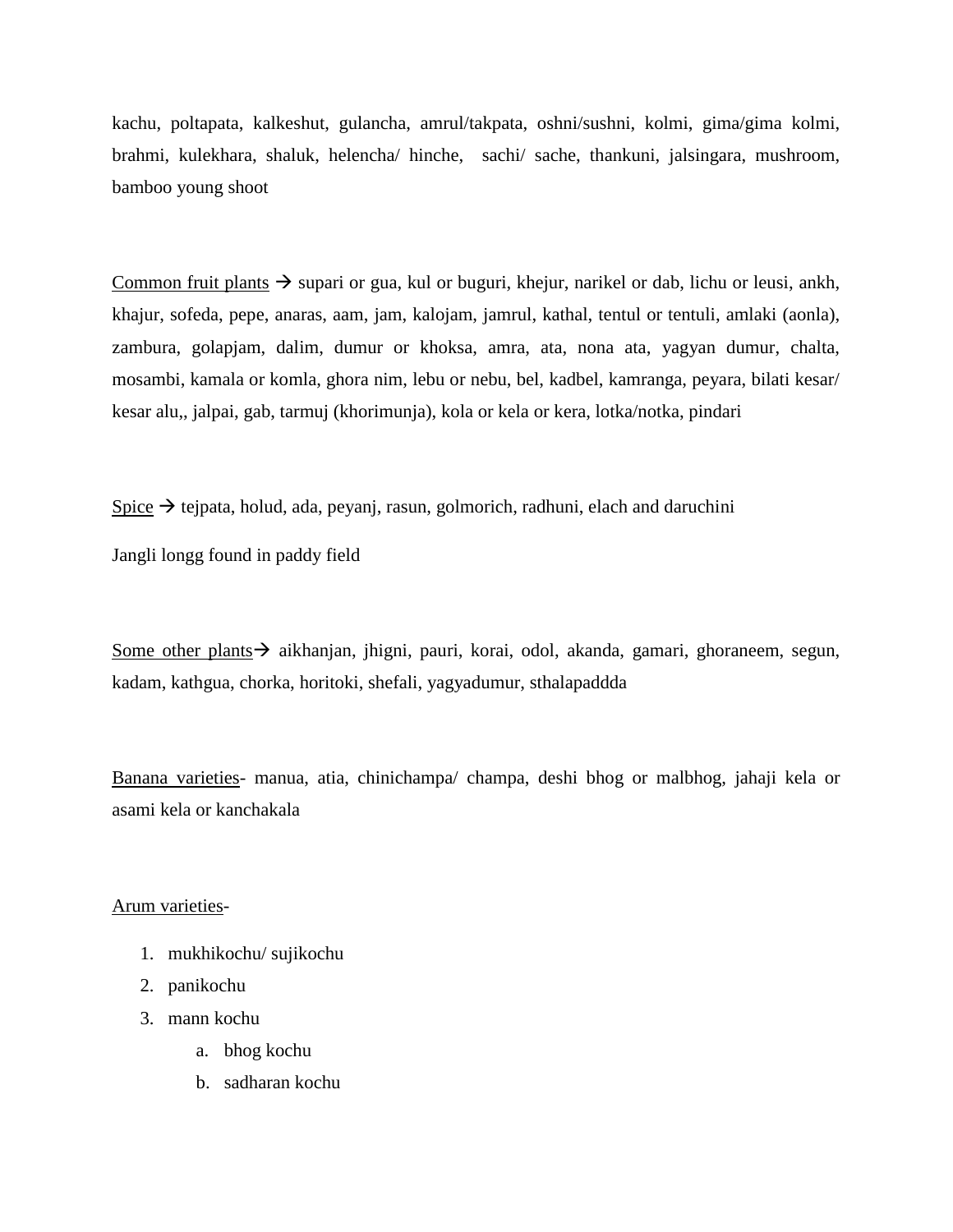kachu, poltapata, kalkeshut, gulancha, amrul/takpata, oshni/sushni, kolmi, gima/gima kolmi, brahmi, kulekhara, shaluk, helencha/ hinche, sachi/ sache, thankuni, jalsingara, mushroom, bamboo young shoot

<u>Common fruit plants</u> → supari or gua, kul or buguri, khejur, narikel or dab, lichu or leusi, ankh, khajur, sofeda, pepe, anaras, aam, jam, kalojam, jamrul, kathal, tentul or tentuli, amlaki (aonla), zambura, golapjam, dalim, dumur or khoksa, amra, ata, nona ata, yagyan dumur, chalta, mosambi, kamala or komla, ghora nim, lebu or nebu, bel, kadbel, kamranga, peyara, bilati kesar/ kesar alu,, jalpai, gab, tarmuj (khorimunja), kola or kela or kera, lotka/notka, pindari

<u>Spice</u> → tejpata, holud, ada, peyanj, rasun, golmorich, radhuni, elach and daruchini

Jangli longg found in paddy field

<u>Some other plants</u>→ aikhanjan, jhigni, pauri, korai, odol, akanda, gamari, ghoraneem, segun, kadam, kathgua, chorka, horitoki, shefali, yagyadumur, sthalapaddda

<u>Banana varieties</u>- manua, atia, chinichampa/ champa, deshi bhog or malbhog, jahaji kela or asami kela or kanchakala

<u>Arum varieties</u>-

1. mukhikochu/ sujikochu
2. panikochu
3. mann kochu
   a. bhog kochu
   b. sadharan kochu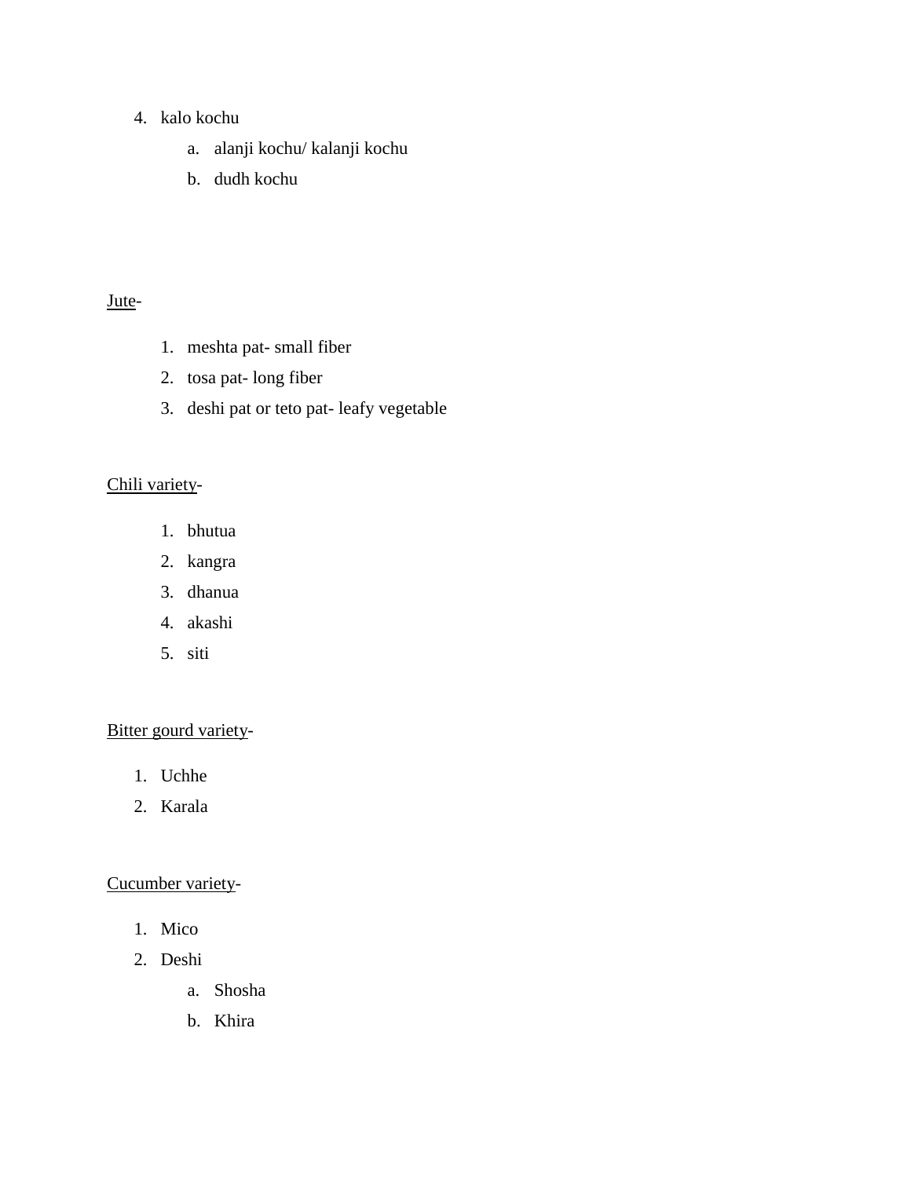4. kalo kochu
    a. alanji kochu/ kalanji kochu
    b. dudh kochu

<u>Jute</u>-

1. meshta pat- small fiber
2. tosa pat- long fiber
3. deshi pat or teto pat- leafy vegetable

<u>Chili variety</u>-

1. bhutua
2. kangra
3. dhanua
4. akashi
5. siti

<u>Bitter gourd variety</u>-

1. Uchhe
2. Karala

<u>Cucumber variety</u>-

1. Mico
2. Deshi
    a. Shosha
    b. Khira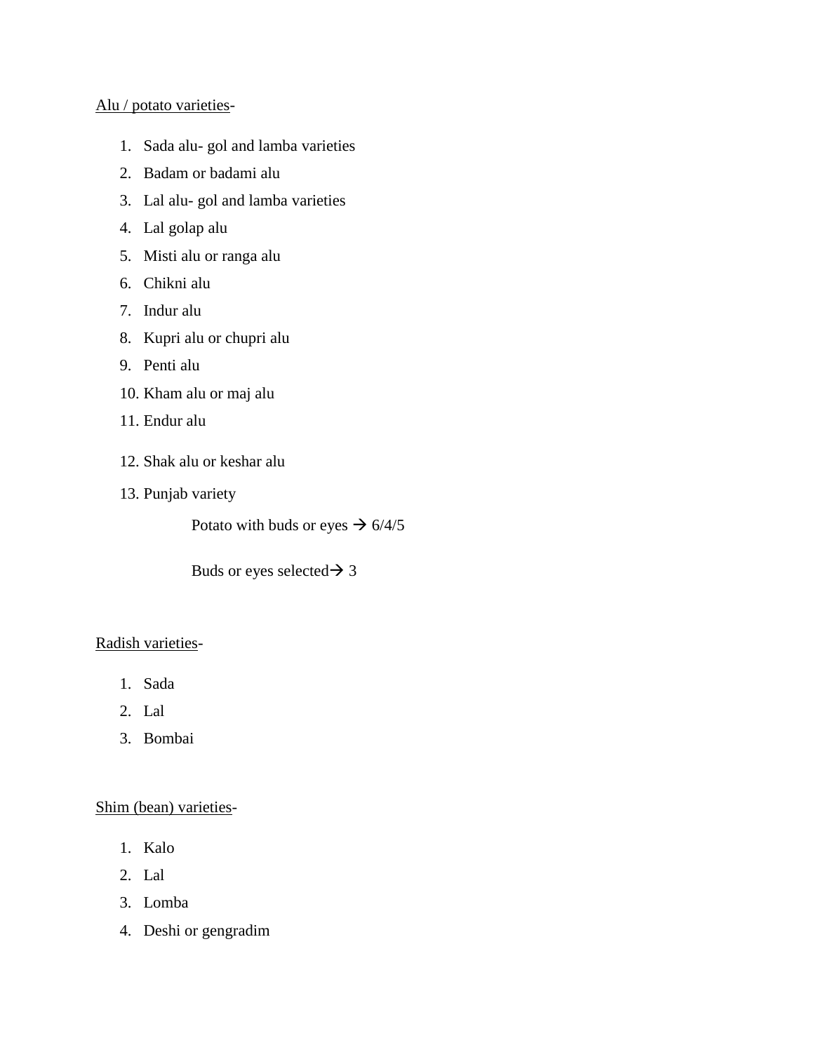<u>Alu / potato varieties</u>-

1. Sada alu- gol and lamba varieties
2. Badam or badami alu
3. Lal alu- gol and lamba varieties
4. Lal golap alu
5. Misti alu or ranga alu
6. Chikni alu
7. Indur alu
8. Kupri alu or chupri alu
9. Penti alu
10. Kham alu or maj alu
11. Endur alu
12. Shak alu or keshar alu
13. Punjab variety

    Potato with buds or eyes → 6/4/5

    Buds or eyes selected→ 3

<u>Radish varieties</u>-

1. Sada
2. Lal
3. Bombai

<u>Shim (bean) varieties</u>-

1. Kalo
2. Lal
3. Lomba
4. Deshi or gengradim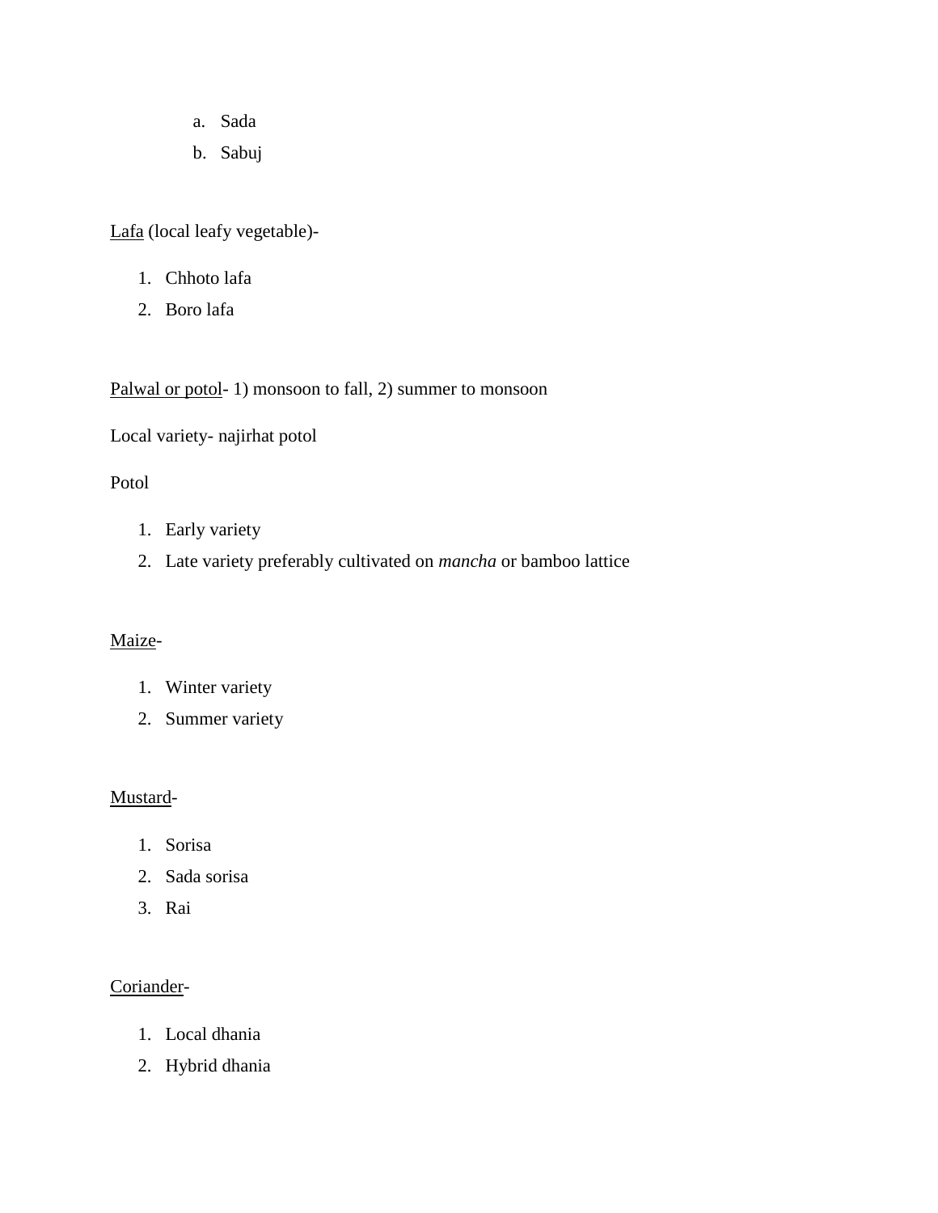a. Sada
   b. Sabuj

<u>Lafa</u> (local leafy vegetable)-

1. Chhoto lafa
2. Boro lafa

<u>Palwal or potol</u>- 1) monsoon to fall, 2) summer to monsoon

Local variety- najirhat potol

Potol

1. Early variety
2. Late variety preferably cultivated on *mancha* or bamboo lattice

<u>Maize</u>-

1. Winter variety
2. Summer variety

<u>Mustard</u>-

1. Sorisa
2. Sada sorisa
3. Rai

<u>Coriander</u>-

1. Local dhania
2. Hybrid dhania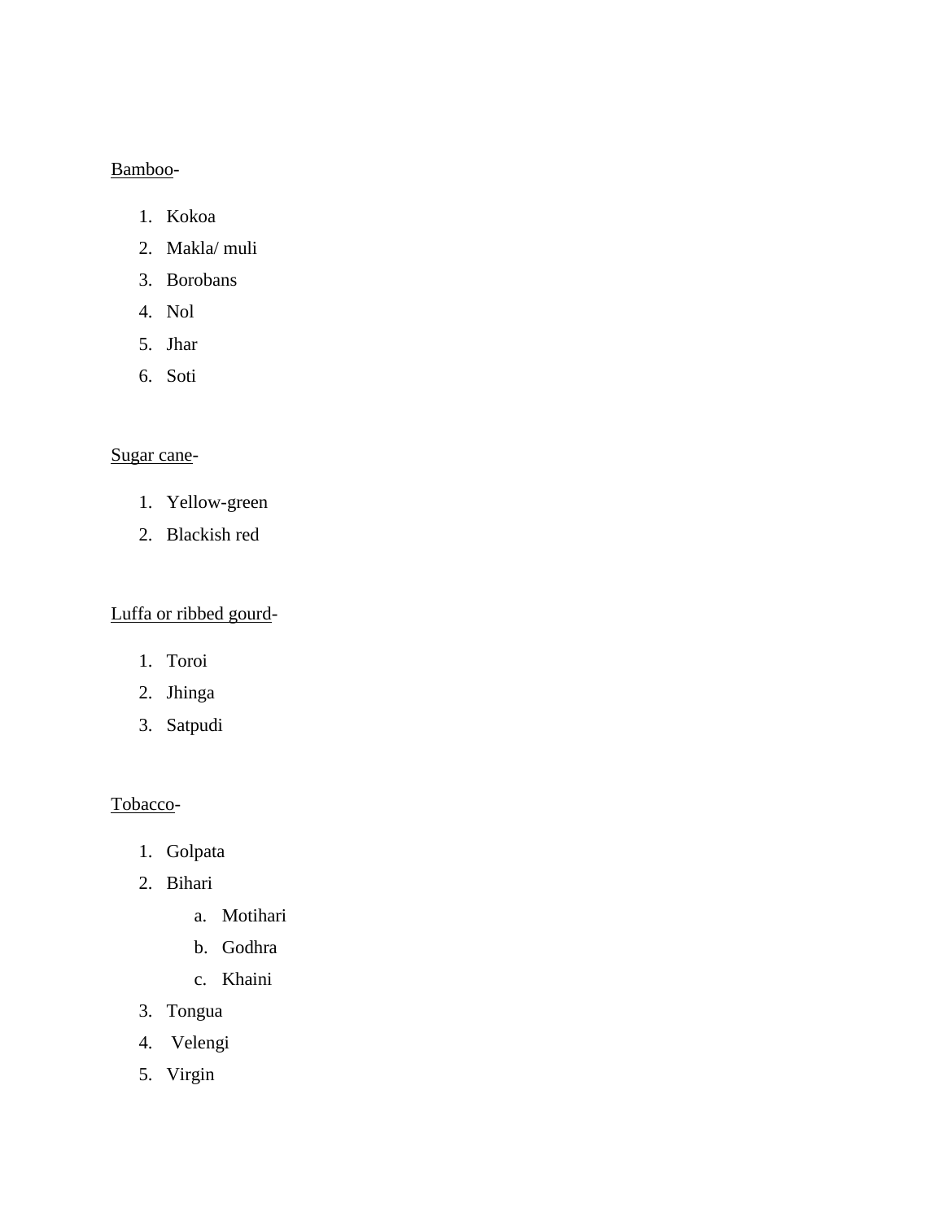Bamboo-

1. Kokoa
2. Makla/ muli
3. Borobans
4. Nol
5. Jhar
6. Soti

Sugar cane-

1. Yellow-green
2. Blackish red

Luffa or ribbed gourd-

1. Toroi
2. Jhinga
3. Satpudi

Tobacco-

1. Golpata
2. Bihari
    a. Motihari
    b. Godhra
    c. Khaini
3. Tongua
4. Velengi
5. Virgin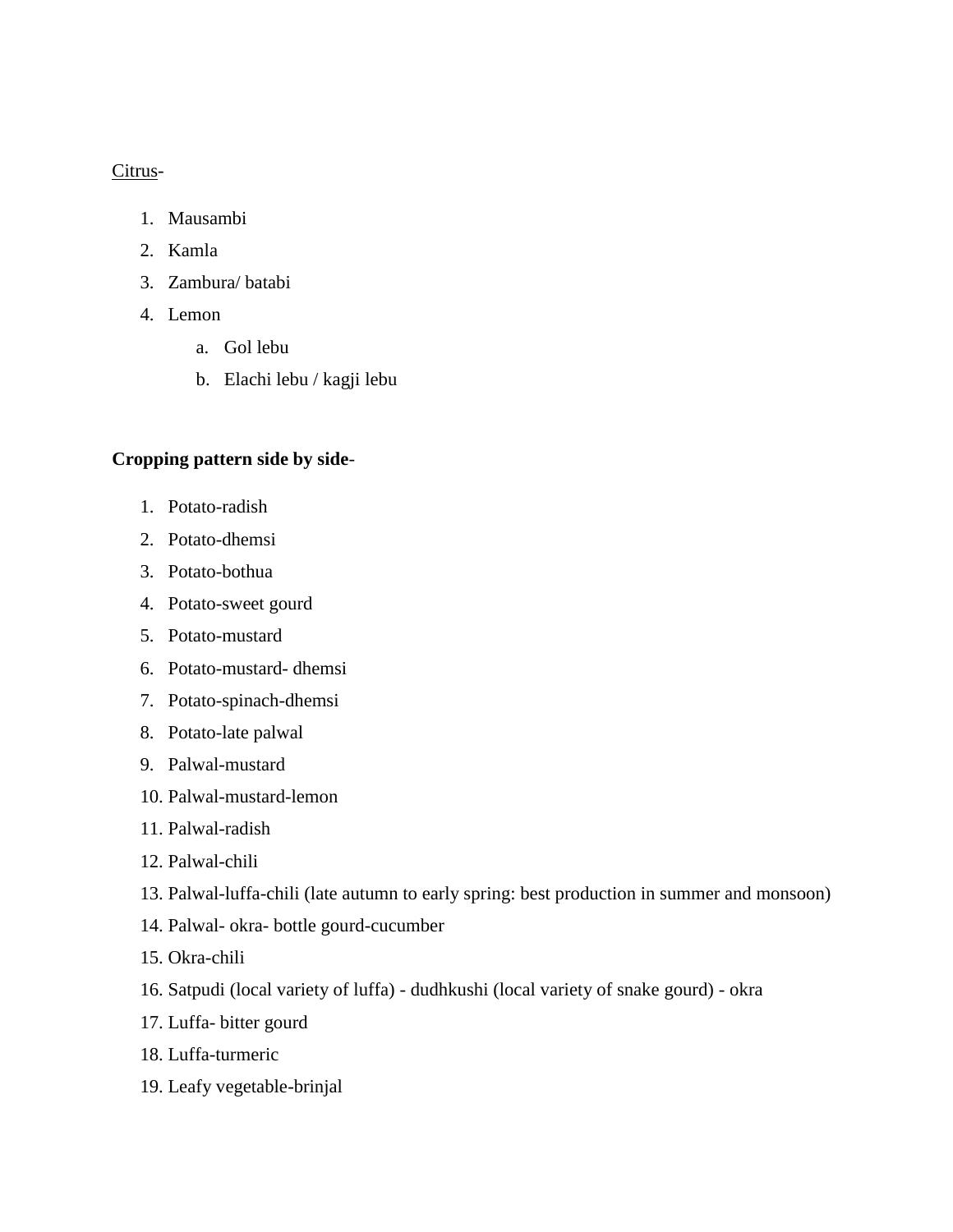<u>Citrus</u>-

1. Mausambi
2. Kamla
3. Zambura/ batabi
4. Lemon
    a. Gol lebu
    b. Elachi lebu / kagji lebu

**Cropping pattern side by side**-

1. Potato-radish
2. Potato-dhemsi
3. Potato-bothua
4. Potato-sweet gourd
5. Potato-mustard
6. Potato-mustard- dhemsi
7. Potato-spinach-dhemsi
8. Potato-late palwal
9. Palwal-mustard
10. Palwal-mustard-lemon
11. Palwal-radish
12. Palwal-chili
13. Palwal-luffa-chili (late autumn to early spring: best production in summer and monsoon)
14. Palwal- okra- bottle gourd-cucumber
15. Okra-chili
16. Satpudi (local variety of luffa) - dudhkushi (local variety of snake gourd) - okra
17. Luffa- bitter gourd
18. Luffa-turmeric
19. Leafy vegetable-brinjal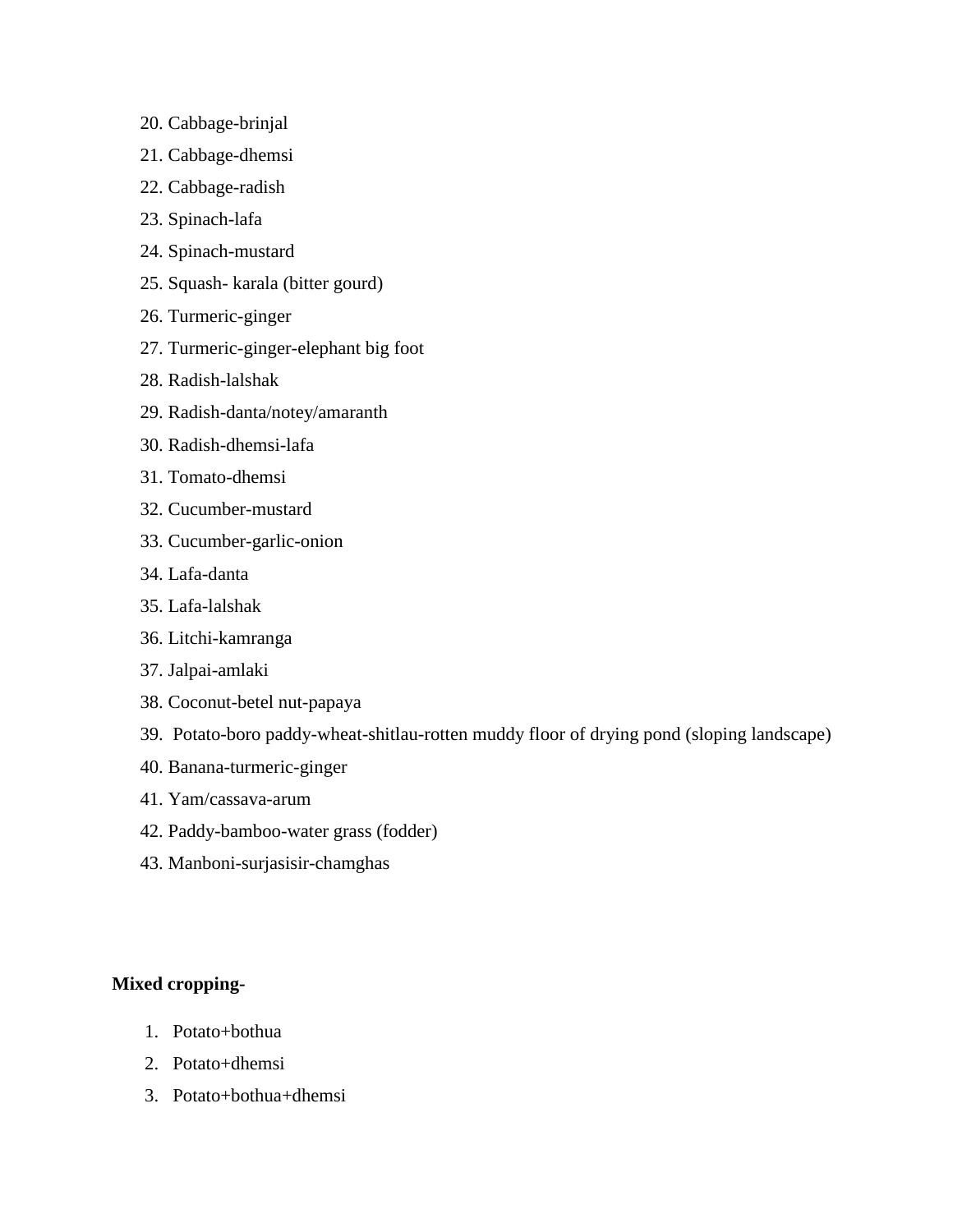20. Cabbage-brinjal
21. Cabbage-dhemsi
22. Cabbage-radish
23. Spinach-lafa
24. Spinach-mustard
25. Squash- karala (bitter gourd)
26. Turmeric-ginger
27. Turmeric-ginger-elephant big foot
28. Radish-lalshak
29. Radish-danta/notey/amaranth
30. Radish-dhemsi-lafa
31. Tomato-dhemsi
32. Cucumber-mustard
33. Cucumber-garlic-onion
34. Lafa-danta
35. Lafa-lalshak
36. Litchi-kamranga
37. Jalpai-amlaki
38. Coconut-betel nut-papaya
39. Potato-boro paddy-wheat-shitlau-rotten muddy floor of drying pond (sloping landscape)
40. Banana-turmeric-ginger
41. Yam/cassava-arum
42. Paddy-bamboo-water grass (fodder)
43. Manboni-surjasisir-chamghas

**Mixed cropping-**

1. Potato+bothua
2. Potato+dhemsi
3. Potato+bothua+dhemsi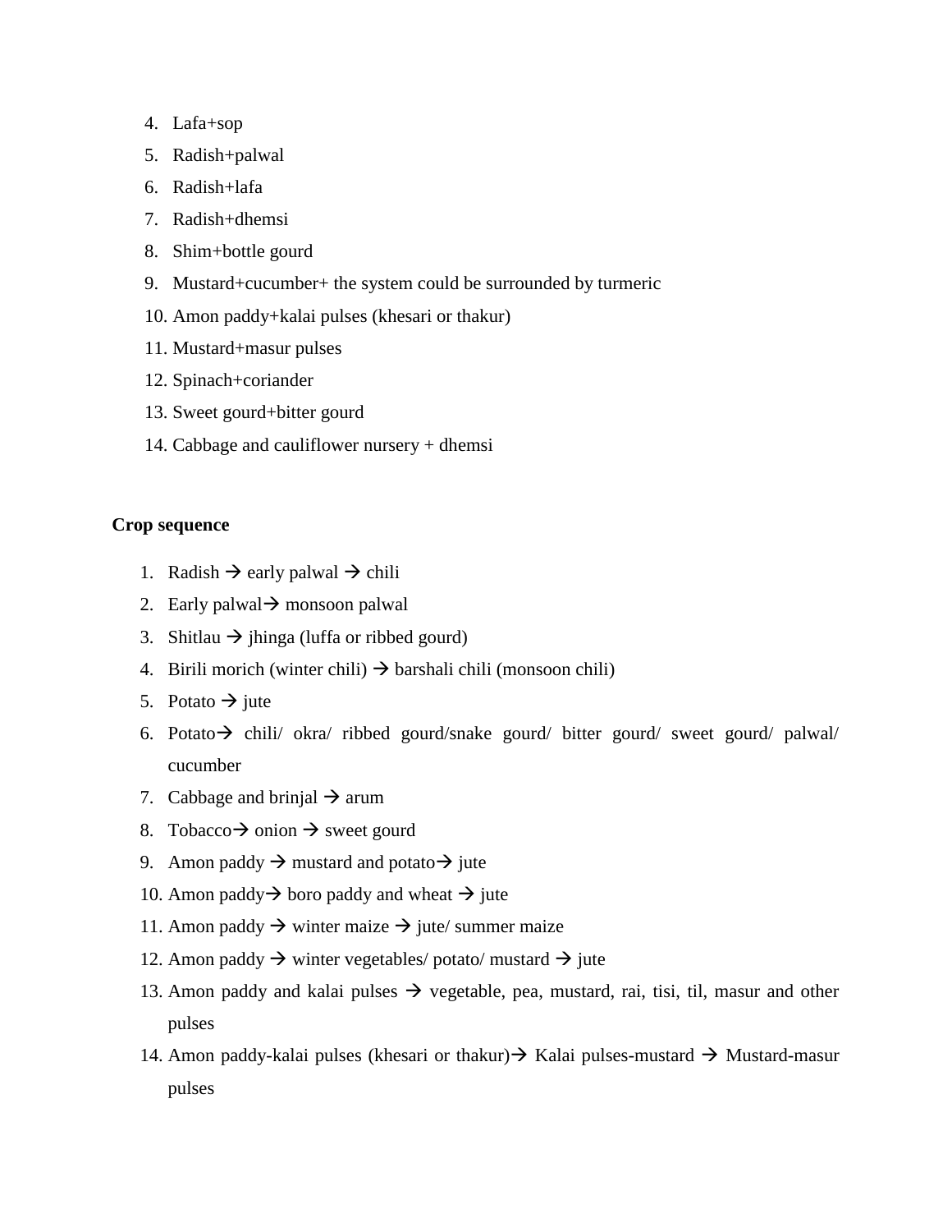4. Lafa+sop
5. Radish+palwal
6. Radish+lafa
7. Radish+dhemsi
8. Shim+bottle gourd
9. Mustard+cucumber+ the system could be surrounded by turmeric
10. Amon paddy+kalai pulses (khesari or thakur)
11. Mustard+masur pulses
12. Spinach+coriander
13. Sweet gourd+bitter gourd
14. Cabbage and cauliflower nursery + dhemsi

**Crop sequence**

1. Radish → early palwal → chili
2. Early palwal→ monsoon palwal
3. Shitlau → jhinga (luffa or ribbed gourd)
4. Birili morich (winter chili) → barshali chili (monsoon chili)
5. Potato → jute
6. Potato→ chili/ okra/ ribbed gourd/snake gourd/ bitter gourd/ sweet gourd/ palwal/ cucumber
7. Cabbage and brinjal → arum
8. Tobacco→ onion → sweet gourd
9. Amon paddy → mustard and potato→ jute
10. Amon paddy→ boro paddy and wheat → jute
11. Amon paddy → winter maize → jute/ summer maize
12. Amon paddy → winter vegetables/ potato/ mustard → jute
13. Amon paddy and kalai pulses → vegetable, pea, mustard, rai, tisi, til, masur and other pulses
14. Amon paddy-kalai pulses (khesari or thakur)→ Kalai pulses-mustard → Mustard-masur pulses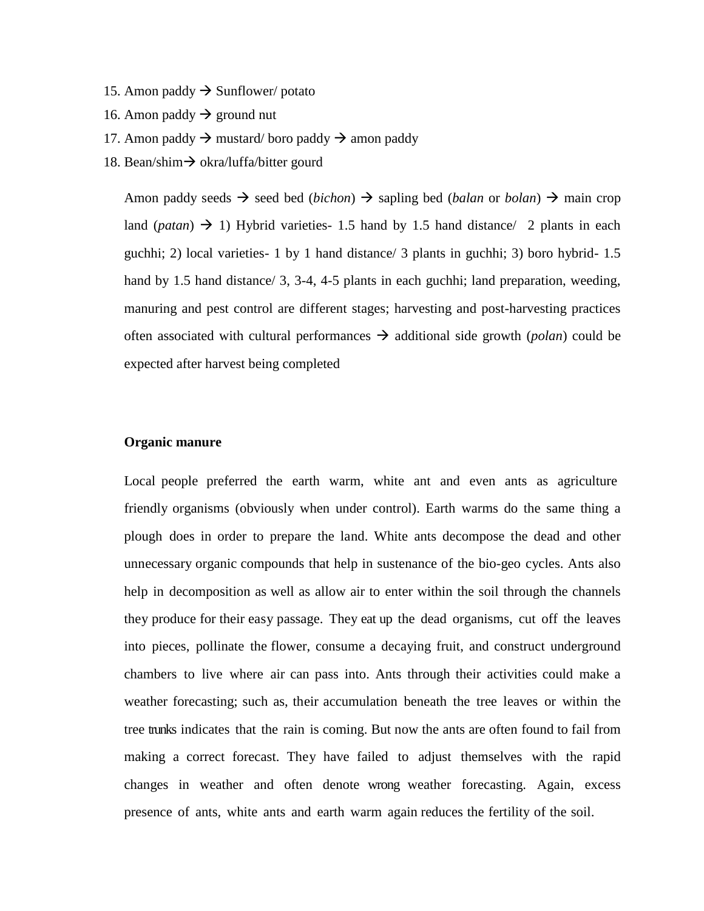15. Amon paddy → Sunflower/ potato
16. Amon paddy → ground nut
17. Amon paddy → mustard/ boro paddy → amon paddy
18. Bean/shim→ okra/luffa/bitter gourd

Amon paddy seeds → seed bed (*bichon*) → sapling bed (*balan* or *bolan*) → main crop land (*patan*) → 1) Hybrid varieties- 1.5 hand by 1.5 hand distance/ 2 plants in each guchhi; 2) local varieties- 1 by 1 hand distance/ 3 plants in guchhi; 3) boro hybrid- 1.5 hand by 1.5 hand distance/ 3, 3-4, 4-5 plants in each guchhi; land preparation, weeding, manuring and pest control are different stages; harvesting and post-harvesting practices often associated with cultural performances → additional side growth (*polan*) could be expected after harvest being completed

**Organic manure**

Local people preferred the earth warm, white ant and even ants as agriculture friendly organisms (obviously when under control). Earth warms do the same thing a plough does in order to prepare the land. White ants decompose the dead and other unnecessary organic compounds that help in sustenance of the bio-geo cycles. Ants also help in decomposition as well as allow air to enter within the soil through the channels they produce for their easy passage. They eat up the dead organisms, cut off the leaves into pieces, pollinate the flower, consume a decaying fruit, and construct underground chambers to live where air can pass into. Ants through their activities could make a weather forecasting; such as, their accumulation beneath the tree leaves or within the tree trunks indicates that the rain is coming. But now the ants are often found to fail from making a correct forecast. They have failed to adjust themselves with the rapid changes in weather and often denote wrong weather forecasting. Again, excess presence of ants, white ants and earth warm again reduces the fertility of the soil.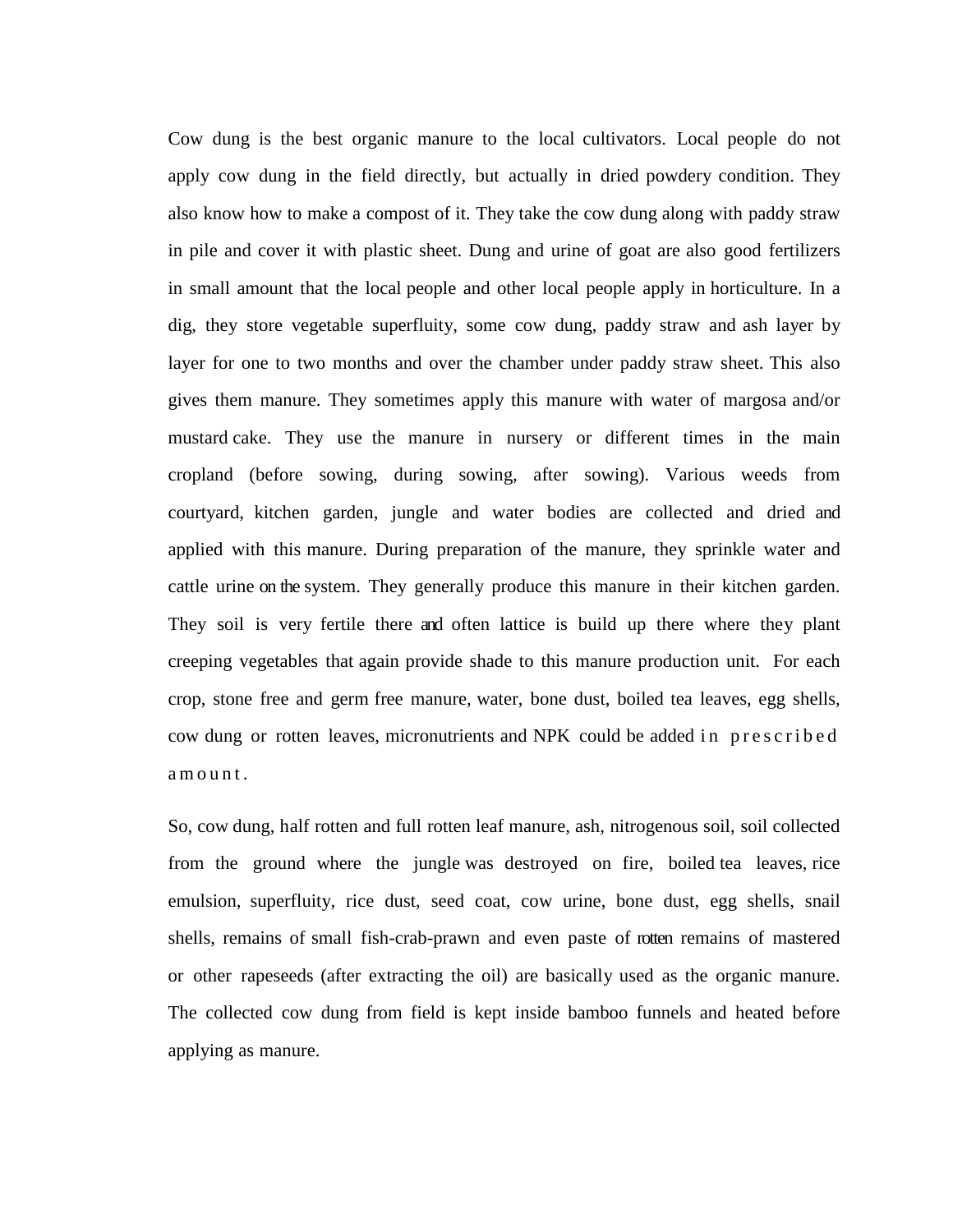Cow dung is the best organic manure to the local cultivators. Local people do not apply cow dung in the field directly, but actually in dried powdery condition. They also know how to make a compost of it. They take the cow dung along with paddy straw in pile and cover it with plastic sheet. Dung and urine of goat are also good fertilizers in small amount that the local people and other local people apply in horticulture. In a dig, they store vegetable superfluity, some cow dung, paddy straw and ash layer by layer for one to two months and over the chamber under paddy straw sheet. This also gives them manure. They sometimes apply this manure with water of margosa and/or mustard cake. They use the manure in nursery or different times in the main cropland (before sowing, during sowing, after sowing). Various weeds from courtyard, kitchen garden, jungle and water bodies are collected and dried and applied with this manure. During preparation of the manure, they sprinkle water and cattle urine on the system. They generally produce this manure in their kitchen garden. They soil is very fertile there and often lattice is build up there where they plant creeping vegetables that again provide shade to this manure production unit. For each crop, stone free and germ free manure, water, bone dust, boiled tea leaves, egg shells, cow dung or rotten leaves, micronutrients and NPK could be added in prescribed amount.

So, cow dung, half rotten and full rotten leaf manure, ash, nitrogenous soil, soil collected from the ground where the jungle was destroyed on fire, boiled tea leaves, rice emulsion, superfluity, rice dust, seed coat, cow urine, bone dust, egg shells, snail shells, remains of small fish-crab-prawn and even paste of rotten remains of mastered or other rapeseeds (after extracting the oil) are basically used as the organic manure. The collected cow dung from field is kept inside bamboo funnels and heated before applying as manure.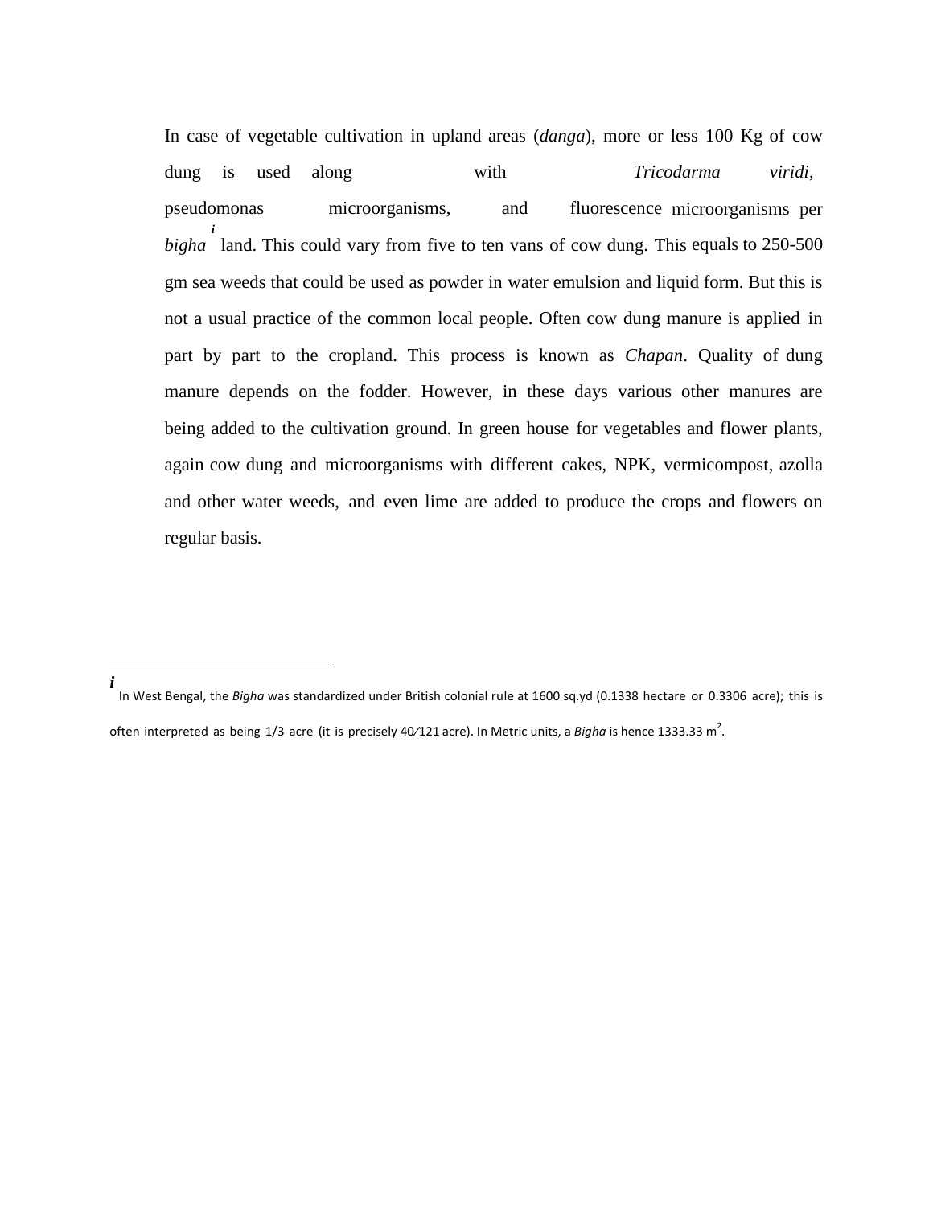In case of vegetable cultivation in upland areas (*danga*), more or less 100 Kg of cow dung is used along with *Tricodarma viridi*, pseudomonas microorganisms, and fluorescence microorganisms per *bigha*[i] land. This could vary from five to ten vans of cow dung. This equals to 250-500 gm sea weeds that could be used as powder in water emulsion and liquid form. But this is not a usual practice of the common local people. Often cow dung manure is applied in part by part to the cropland. This process is known as *Chapan*. Quality of dung manure depends on the fodder. However, in these days various other manures are being added to the cultivation ground. In green house for vegetables and flower plants, again cow dung and microorganisms with different cakes, NPK, vermicompost, azolla and other water weeds, and even lime are added to produce the crops and flowers on regular basis.

---

[i] In West Bengal, the *Bigha* was standardized under British colonial rule at 1600 sq.yd (0.1338 hectare or 0.3306 acre); this is often interpreted as being 1/3 acre (it is precisely 40⁄121 acre). In Metric units, a *Bigha* is hence 1333.33 $m^2$.